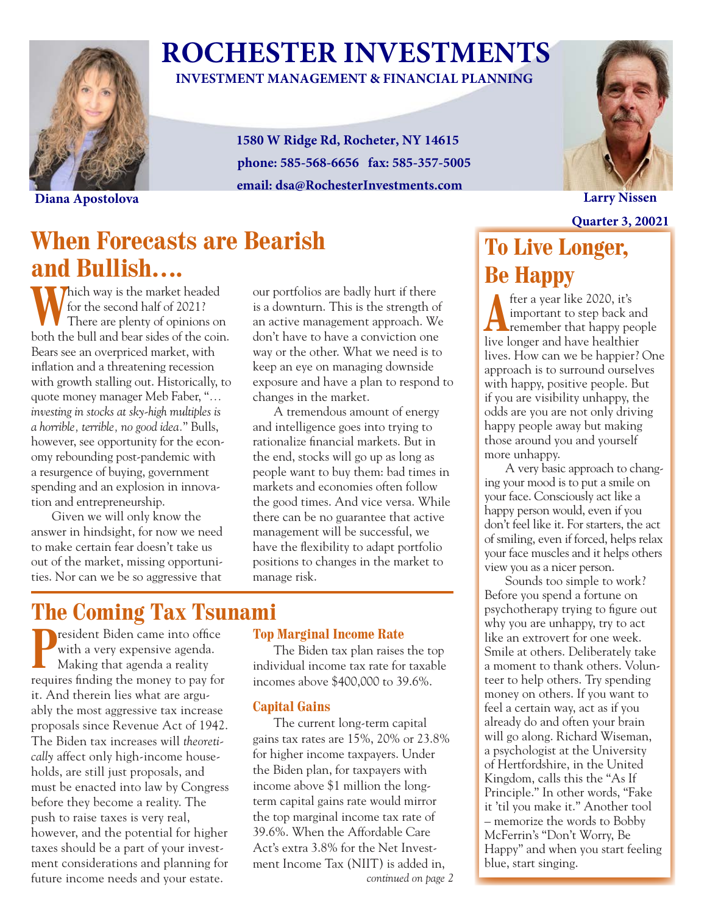# ROCHESTER INVESTMENTS

**INVESTMENT MANAGEMENT & FINANCIAL PLANNING**

**1580 W Ridge Rd, Rocheter, NY 14615**
**phone: 585-568-6656 fax: 585-357-5005**
**email: dsa@RochesterInvestments.com**

**Diana Apostolova**

**Larry Nissen**

**Quarter 3, 20021**

## When Forecasts are Bearish and Bullish….

Which way is the market headed for the second half of 2021? There are plenty of opinions on both the bull and bear sides of the coin. Bears see an overpriced market, with inflation and a threatening recession with growth stalling out. Historically, to quote money manager Meb Faber, "*… investing in stocks at sky-high multiples is a horrible, terrible, no good idea.*" Bulls, however, see opportunity for the economy rebounding post-pandemic with a resurgence of buying, government spending and an explosion in innovation and entrepreneurship.

Given we will only know the answer in hindsight, for now we need to make certain fear doesn't take us out of the market, missing opportunities. Nor can we be so aggressive that our portfolios are badly hurt if there is a downturn. This is the strength of an active management approach. We don't have to have a conviction one way or the other. What we need is to keep an eye on managing downside exposure and have a plan to respond to changes in the market.

A tremendous amount of energy and intelligence goes into trying to rationalize financial markets. But in the end, stocks will go up as long as people want to buy them: bad times in markets and economies often follow the good times. And vice versa. While there can be no guarantee that active management will be successful, we have the flexibility to adapt portfolio positions to changes in the market to manage risk.

## The Coming Tax Tsunami

President Biden came into office with a very expensive agenda. Making that agenda a reality requires finding the money to pay for it. And therein lies what are arguably the most aggressive tax increase proposals since Revenue Act of 1942. The Biden tax increases will *theoretically* affect only high-income households, are still just proposals, and must be enacted into law by Congress before they become a reality. The push to raise taxes is very real, however, and the potential for higher taxes should be a part of your investment considerations and planning for future income needs and your estate.

### Top Marginal Income Rate

The Biden tax plan raises the top individual income tax rate for taxable incomes above $400,000 to 39.6%.

### Capital Gains

The current long-term capital gains tax rates are 15%, 20% or 23.8% for higher income taxpayers. Under the Biden plan, for taxpayers with income above $1 million the long-term capital gains rate would mirror the top marginal income tax rate of 39.6%. When the Affordable Care Act's extra 3.8% for the Net Investment Income Tax (NIIT) is added in,

*continued on page 2*

## To Live Longer, Be Happy

After a year like 2020, it's important to step back and remember that happy people live longer and have healthier lives. How can we be happier? One approach is to surround ourselves with happy, positive people. But if you are visibility unhappy, the odds are you are not only driving happy people away but making those around you and yourself more unhappy.

A very basic approach to changing your mood is to put a smile on your face. Consciously act like a happy person would, even if you don't feel like it. For starters, the act of smiling, even if forced, helps relax your face muscles and it helps others view you as a nicer person.

Sounds too simple to work? Before you spend a fortune on psychotherapy trying to figure out why you are unhappy, try to act like an extrovert for one week. Smile at others. Deliberately take a moment to thank others. Volunteer to help others. Try spending money on others. If you want to feel a certain way, act as if you already do and often your brain will go along. Richard Wiseman, a psychologist at the University of Hertfordshire, in the United Kingdom, calls this the "As If Principle." In other words, "Fake it 'til you make it." Another tool – memorize the words to Bobby McFerrin's "Don't Worry, Be Happy" and when you start feeling blue, start singing.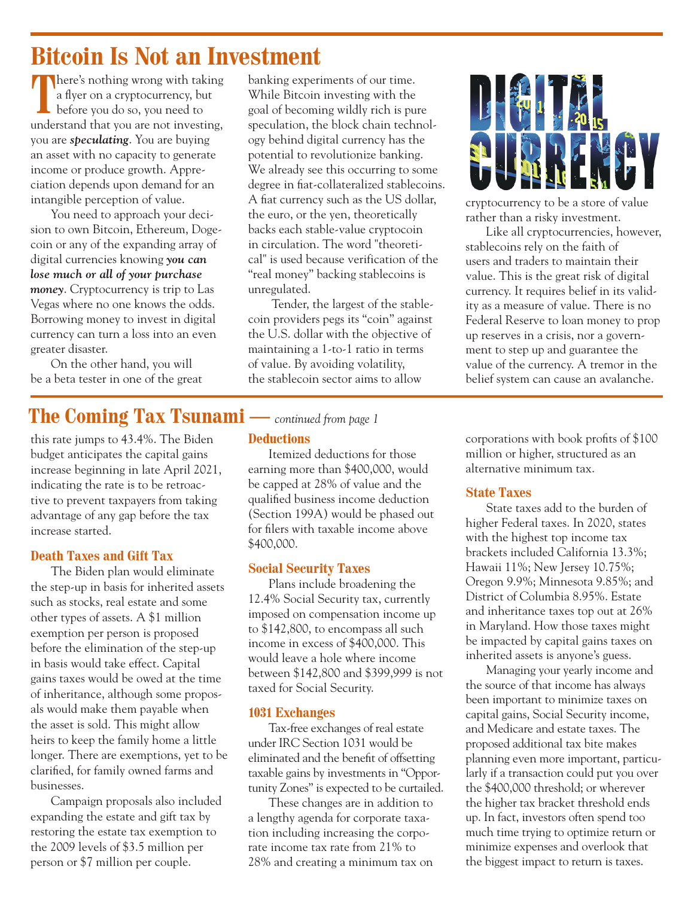# Bitcoin Is Not an Investment

There's nothing wrong with taking a flyer on a cryptocurrency, but before you do so, you need to understand that you are not investing, you are ***speculating***. You are buying an asset with no capacity to generate income or produce growth. Appreciation depends upon demand for an intangible perception of value.

You need to approach your decision to own Bitcoin, Ethereum, Dogecoin or any of the expanding array of digital currencies knowing ***you can lose much or all of your purchase money***. Cryptocurrency is trip to Las Vegas where no one knows the odds. Borrowing money to invest in digital currency can turn a loss into an even greater disaster.

On the other hand, you will be a beta tester in one of the great banking experiments of our time. While Bitcoin investing with the goal of becoming wildly rich is pure speculation, the block chain technology behind digital currency has the potential to revolutionize banking. We already see this occurring to some degree in fiat-collateralized stablecoins. A fiat currency such as the US dollar, the euro, or the yen, theoretically backs each stable-value cryptocoin in circulation. The word "theoretical" is used because verification of the "real money" backing stablecoins is unregulated.

Tender, the largest of the stablecoin providers pegs its "coin" against the U.S. dollar with the objective of maintaining a 1-to-1 ratio in terms of value. By avoiding volatility, the stablecoin sector aims to allow cryptocurrency to be a store of value rather than a risky investment.

Like all cryptocurrencies, however, stablecoins rely on the faith of users and traders to maintain their value. This is the great risk of digital currency. It requires belief in its validity as a measure of value. There is no Federal Reserve to loan money to prop up reserves in a crisis, nor a government to step up and guarantee the value of the currency. A tremor in the belief system can cause an avalanche.

# The Coming Tax Tsunami — *continued from page 1*

this rate jumps to 43.4%. The Biden budget anticipates the capital gains increase beginning in late April 2021, indicating the rate is to be retroactive to prevent taxpayers from taking advantage of any gap before the tax increase started.

### Death Taxes and Gift Tax

The Biden plan would eliminate the step-up in basis for inherited assets such as stocks, real estate and some other types of assets. A $1 million exemption per person is proposed before the elimination of the step-up in basis would take effect. Capital gains taxes would be owed at the time of inheritance, although some proposals would make them payable when the asset is sold. This might allow heirs to keep the family home a little longer. There are exemptions, yet to be clarified, for family owned farms and businesses.

Campaign proposals also included expanding the estate and gift tax by restoring the estate tax exemption to the 2009 levels of $3.5 million per person or $7 million per couple.

### Deductions

Itemized deductions for those earning more than $400,000, would be capped at 28% of value and the qualified business income deduction (Section 199A) would be phased out for filers with taxable income above $400,000.

### Social Security Taxes

Plans include broadening the 12.4% Social Security tax, currently imposed on compensation income up to $142,800, to encompass all such income in excess of $400,000. This would leave a hole where income between $142,800 and $399,999 is not taxed for Social Security.

### 1031 Exchanges

Tax-free exchanges of real estate under IRC Section 1031 would be eliminated and the benefit of offsetting taxable gains by investments in "Opportunity Zones" is expected to be curtailed.

These changes are in addition to a lengthy agenda for corporate taxation including increasing the corporate income tax rate from 21% to 28% and creating a minimum tax on corporations with book profits of $100 million or higher, structured as an alternative minimum tax.

### State Taxes

State taxes add to the burden of higher Federal taxes. In 2020, states with the highest top income tax brackets included California 13.3%; Hawaii 11%; New Jersey 10.75%; Oregon 9.9%; Minnesota 9.85%; and District of Columbia 8.95%. Estate and inheritance taxes top out at 26% in Maryland. How those taxes might be impacted by capital gains taxes on inherited assets is anyone's guess.

Managing your yearly income and the source of that income has always been important to minimize taxes on capital gains, Social Security income, and Medicare and estate taxes. The proposed additional tax bite makes planning even more important, particularly if a transaction could put you over the $400,000 threshold; or wherever the higher tax bracket threshold ends up. In fact, investors often spend too much time trying to optimize return or minimize expenses and overlook that the biggest impact to return is taxes.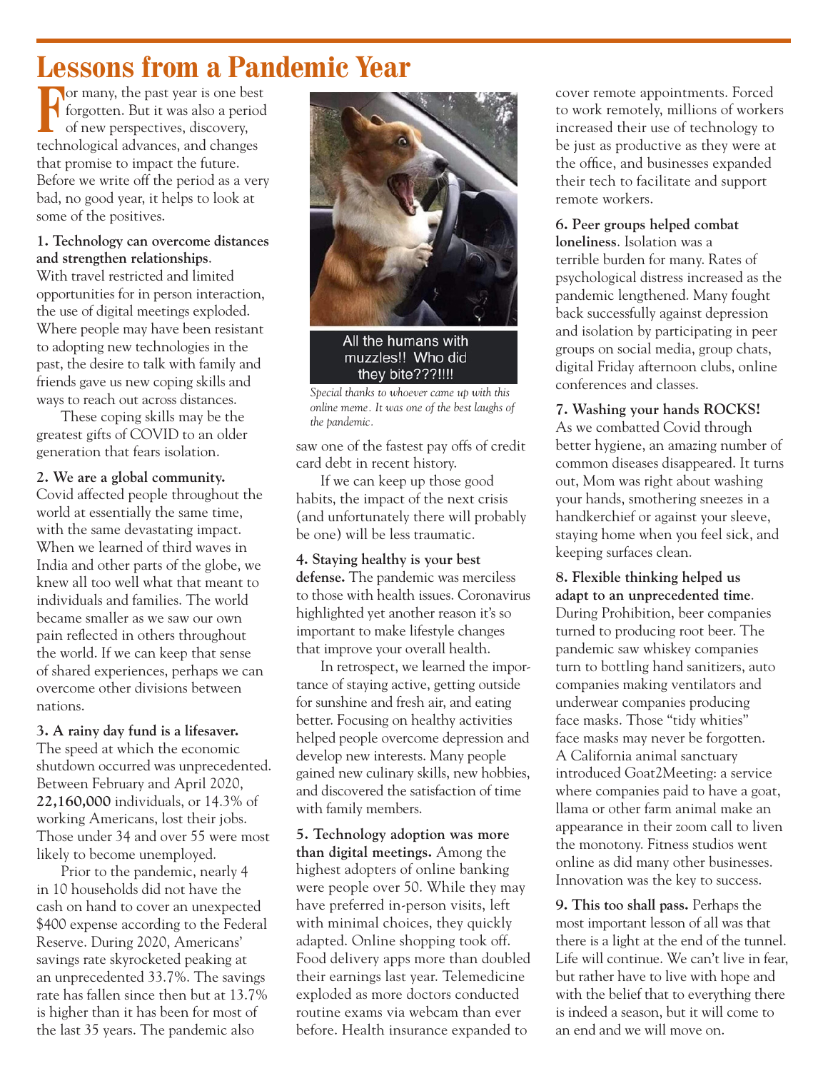# Lessons from a Pandemic Year

For many, the past year is one best forgotten. But it was also a period of new perspectives, discovery, technological advances, and changes that promise to impact the future. Before we write off the period as a very bad, no good year, it helps to look at some of the positives.

**1. Technology can overcome distances and strengthen relationships**. With travel restricted and limited opportunities for in person interaction, the use of digital meetings exploded. Where people may have been resistant to adopting new technologies in the past, the desire to talk with family and friends gave us new coping skills and ways to reach out across distances.

These coping skills may be the greatest gifts of COVID to an older generation that fears isolation.

**2. We are a global community.** Covid affected people throughout the world at essentially the same time, with the same devastating impact. When we learned of third waves in India and other parts of the globe, we knew all too well what that meant to individuals and families. The world became smaller as we saw our own pain reflected in others throughout the world. If we can keep that sense of shared experiences, perhaps we can overcome other divisions between nations.

**3. A rainy day fund is a lifesaver.** The speed at which the economic shutdown occurred was unprecedented. Between February and April 2020, **22,160,000** individuals, or 14.3% of working Americans, lost their jobs. Those under 34 and over 55 were most likely to become unemployed.

Prior to the pandemic, nearly 4 in 10 households did not have the cash on hand to cover an unexpected $400 expense according to the Federal Reserve. During 2020, Americans' savings rate skyrocketed peaking at an unprecedented 33.7%. The savings rate has fallen since then but at 13.7% is higher than it has been for most of the last 35 years. The pandemic also saw one of the fastest pay offs of credit card debt in recent history.

All the humans with muzzles!! Who did they bite???!!!!

*Special thanks to whoever came up with this online meme. It was one of the best laughs of the pandemic.*

If we can keep up those good habits, the impact of the next crisis (and unfortunately there will probably be one) will be less traumatic.

**4. Staying healthy is your best defense.** The pandemic was merciless to those with health issues. Coronavirus highlighted yet another reason it's so important to make lifestyle changes that improve your overall health.

In retrospect, we learned the importance of staying active, getting outside for sunshine and fresh air, and eating better. Focusing on healthy activities helped people overcome depression and develop new interests. Many people gained new culinary skills, new hobbies, and discovered the satisfaction of time with family members.

**5. Technology adoption was more than digital meetings.** Among the highest adopters of online banking were people over 50. While they may have preferred in-person visits, left with minimal choices, they quickly adapted. Online shopping took off. Food delivery apps more than doubled their earnings last year. Telemedicine exploded as more doctors conducted routine exams via webcam than ever before. Health insurance expanded to cover remote appointments. Forced to work remotely, millions of workers increased their use of technology to be just as productive as they were at the office, and businesses expanded their tech to facilitate and support remote workers.

**6. Peer groups helped combat loneliness**. Isolation was a terrible burden for many. Rates of psychological distress increased as the pandemic lengthened. Many fought back successfully against depression and isolation by participating in peer groups on social media, group chats, digital Friday afternoon clubs, online conferences and classes.

**7. Washing your hands ROCKS!** As we combatted Covid through better hygiene, an amazing number of common diseases disappeared. It turns out, Mom was right about washing your hands, smothering sneezes in a handkerchief or against your sleeve, staying home when you feel sick, and keeping surfaces clean.

**8. Flexible thinking helped us adapt to an unprecedented time**. During Prohibition, beer companies turned to producing root beer. The pandemic saw whiskey companies turn to bottling hand sanitizers, auto companies making ventilators and underwear companies producing face masks. Those "tidy whities" face masks may never be forgotten. A California animal sanctuary introduced Goat2Meeting: a service where companies paid to have a goat, llama or other farm animal make an appearance in their zoom call to liven the monotony. Fitness studios went online as did many other businesses. Innovation was the key to success.

**9. This too shall pass.** Perhaps the most important lesson of all was that there is a light at the end of the tunnel. Life will continue. We can't live in fear, but rather have to live with hope and with the belief that to everything there is indeed a season, but it will come to an end and we will move on.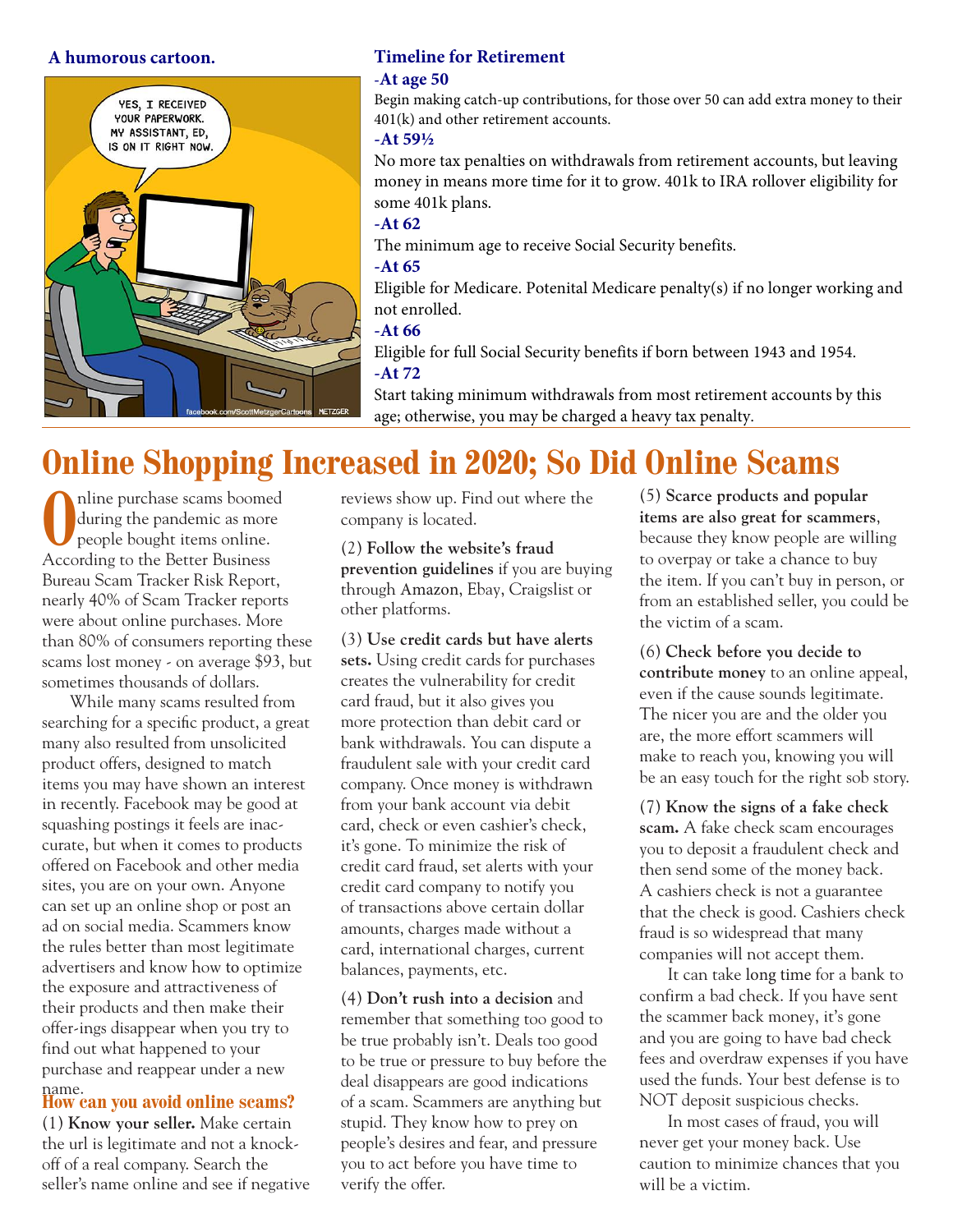**A humorous cartoon.**

YES, I RECEIVED YOUR PAPERWORK. MY ASSISTANT, ED, IS ON IT RIGHT NOW.

facebook.com/ScottMetzgerCartoons METZGER

### Timeline for Retirement

**-At age 50**

Begin making catch-up contributions, for those over 50 can add extra money to their 401(k) and other retirement accounts.

**-At 59½**

No more tax penalties on withdrawals from retirement accounts, but leaving money in means more time for it to grow. 401k to IRA rollover eligibility for some 401k plans.

**-At 62**

The minimum age to receive Social Security benefits.

**-At 65**

Eligible for Medicare. Potenital Medicare penalty(s) if no longer working and not enrolled.

**-At 66**

Eligible for full Social Security benefits if born between 1943 and 1954.

**-At 72**

Start taking minimum withdrawals from most retirement accounts by this age; otherwise, you may be charged a heavy tax penalty.

# Online Shopping Increased in 2020; So Did Online Scams

Online purchase scams boomed during the pandemic as more people bought items online. According to the Better Business Bureau Scam Tracker Risk Report, nearly 40% of Scam Tracker reports were about online purchases. More than 80% of consumers reporting these scams lost money - on average $93, but sometimes thousands of dollars.

While many scams resulted from searching for a specific product, a great many also resulted from unsolicited product offers, designed to match items you may have shown an interest in recently. Facebook may be good at squashing postings it feels are inaccurate, but when it comes to products offered on Facebook and other media sites, you are on your own. Anyone can set up an online shop or post an ad on social media. Scammers know the rules better than most legitimate advertisers and know how to optimize the exposure and attractiveness of their products and then make their offer-ings disappear when you try to find out what happened to your purchase and reappear under a new name.

## How can you avoid online scams?

(1) **Know your seller.** Make certain the url is legitimate and not a knock-off of a real company. Search the seller's name online and see if negative reviews show up. Find out where the company is located.

(2) **Follow the website's fraud prevention guidelines** if you are buying through Amazon, Ebay, Craigslist or other platforms.

(3) **Use credit cards but have alerts sets.** Using credit cards for purchases creates the vulnerability for credit card fraud, but it also gives you more protection than debit card or bank withdrawals. You can dispute a fraudulent sale with your credit card company. Once money is withdrawn from your bank account via debit card, check or even cashier's check, it's gone. To minimize the risk of credit card fraud, set alerts with your credit card company to notify you of transactions above certain dollar amounts, charges made without a card, international charges, current balances, payments, etc.

(4) **Don't rush into a decision** and remember that something too good to be true probably isn't. Deals too good to be true or pressure to buy before the deal disappears are good indications of a scam. Scammers are anything but stupid. They know how to prey on people's desires and fear, and pressure you to act before you have time to verify the offer.

(5) **Scarce products and popular items are also great for scammers**, because they know people are willing to overpay or take a chance to buy the item. If you can't buy in person, or from an established seller, you could be the victim of a scam.

(6) **Check before you decide to contribute money** to an online appeal, even if the cause sounds legitimate. The nicer you are and the older you are, the more effort scammers will make to reach you, knowing you will be an easy touch for the right sob story.

(7) **Know the signs of a fake check scam.** A fake check scam encourages you to deposit a fraudulent check and then send some of the money back. A cashiers check is not a guarantee that the check is good. Cashiers check fraud is so widespread that many companies will not accept them.

It can take long time for a bank to confirm a bad check. If you have sent the scammer back money, it's gone and you are going to have bad check fees and overdraw expenses if you have used the funds. Your best defense is to NOT deposit suspicious checks.

In most cases of fraud, you will never get your money back. Use caution to minimize chances that you will be a victim.